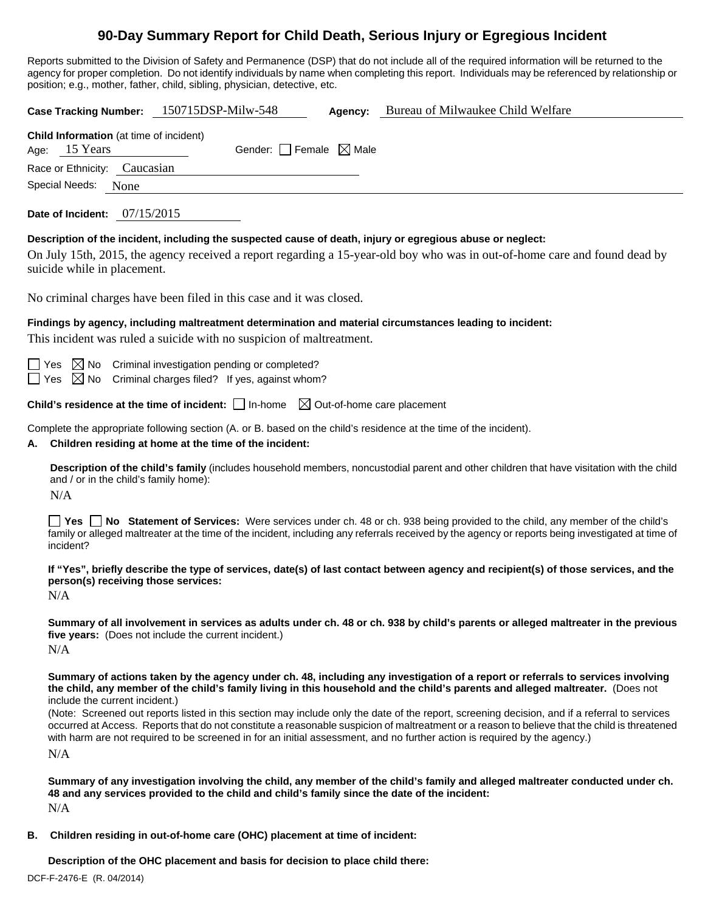# 90-Day Summary Report for Child Death, Serious Injury or Egregious Incident

Reports submitted to the Division of Safety and Permanence (DSP) that do not include all of the required information will be returned to the agency for proper completion. Do not identify individuals by name when completing this report. Individuals may be referenced by relationship or position; e.g., mother, father, child, sibling, physician, detective, etc.

**Case Tracking Number:** 150715DSP-Milw-548 **Agency:** Bureau of Milwaukee Child Welfare

**Child Information** (at time of incident)
Age: 15 Years Gender: ☐ Female ☒ Male
Race or Ethnicity: Caucasian
Special Needs: None

**Date of Incident:** 07/15/2015

**Description of the incident, including the suspected cause of death, injury or egregious abuse or neglect:**

On July 15th, 2015, the agency received a report regarding a 15-year-old boy who was in out-of-home care and found dead by suicide while in placement.

No criminal charges have been filed in this case and it was closed.

**Findings by agency, including maltreatment determination and material circumstances leading to incident:**

This incident was ruled a suicide with no suspicion of maltreatment.

☐ Yes ☒ No Criminal investigation pending or completed?
☐ Yes ☒ No Criminal charges filed? If yes, against whom?

**Child's residence at the time of incident:** ☐ In-home ☒ Out-of-home care placement

Complete the appropriate following section (A. or B. based on the child's residence at the time of the incident).

**A. Children residing at home at the time of the incident:**

**Description of the child's family** (includes household members, noncustodial parent and other children that have visitation with the child and / or in the child's family home):

N/A

☐ **Yes** ☐ **No Statement of Services:** Were services under ch. 48 or ch. 938 being provided to the child, any member of the child's family or alleged maltreater at the time of the incident, including any referrals received by the agency or reports being investigated at time of incident?

**If "Yes", briefly describe the type of services, date(s) of last contact between agency and recipient(s) of those services, and the person(s) receiving those services:**

N/A

**Summary of all involvement in services as adults under ch. 48 or ch. 938 by child's parents or alleged maltreater in the previous five years:** (Does not include the current incident.)

N/A

**Summary of actions taken by the agency under ch. 48, including any investigation of a report or referrals to services involving the child, any member of the child's family living in this household and the child's parents and alleged maltreater.** (Does not include the current incident.)
(Note: Screened out reports listed in this section may include only the date of the report, screening decision, and if a referral to services occurred at Access. Reports that do not constitute a reasonable suspicion of maltreatment or a reason to believe that the child is threatened with harm are not required to be screened in for an initial assessment, and no further action is required by the agency.)

N/A

**Summary of any investigation involving the child, any member of the child's family and alleged maltreater conducted under ch. 48 and any services provided to the child and child's family since the date of the incident:**

N/A

**B. Children residing in out-of-home care (OHC) placement at time of incident:**

**Description of the OHC placement and basis for decision to place child there:**

DCF-F-2476-E (R. 04/2014)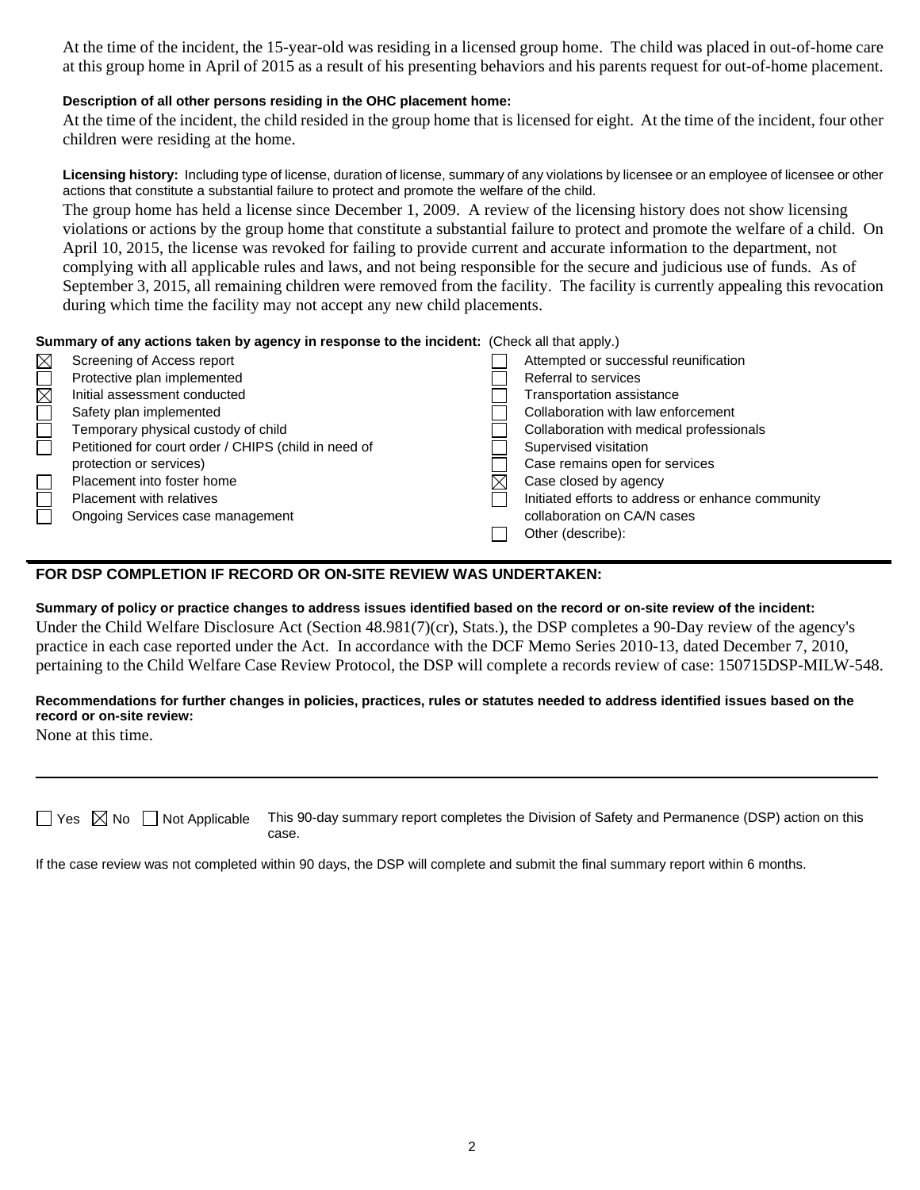At the time of the incident, the 15-year-old was residing in a licensed group home. The child was placed in out-of-home care at this group home in April of 2015 as a result of his presenting behaviors and his parents request for out-of-home placement.

**Description of all other persons residing in the OHC placement home:**

At the time of the incident, the child resided in the group home that is licensed for eight. At the time of the incident, four other children were residing at the home.

**Licensing history:** Including type of license, duration of license, summary of any violations by licensee or an employee of licensee or other actions that constitute a substantial failure to protect and promote the welfare of the child.

The group home has held a license since December 1, 2009. A review of the licensing history does not show licensing violations or actions by the group home that constitute a substantial failure to protect and promote the welfare of a child. On April 10, 2015, the license was revoked for failing to provide current and accurate information to the department, not complying with all applicable rules and laws, and not being responsible for the secure and judicious use of funds. As of September 3, 2015, all remaining children were removed from the facility. The facility is currently appealing this revocation during which time the facility may not accept any new child placements.

**Summary of any actions taken by agency in response to the incident:** (Check all that apply.)

- ☒ Screening of Access report
- ☐ Protective plan implemented
- ☒ Initial assessment conducted
- ☐ Safety plan implemented
- ☐ Temporary physical custody of child
- ☐ Petitioned for court order / CHIPS (child in need of protection or services)
- ☐ Placement into foster home
- ☐ Placement with relatives
- ☐ Ongoing Services case management
- ☐ Attempted or successful reunification
- ☐ Referral to services
- ☐ Transportation assistance
- ☐ Collaboration with law enforcement
- ☐ Collaboration with medical professionals
- ☐ Supervised visitation
- ☐ Case remains open for services
- ☒ Case closed by agency
- ☐ Initiated efforts to address or enhance community collaboration on CA/N cases
- ☐ Other (describe):

## FOR DSP COMPLETION IF RECORD OR ON-SITE REVIEW WAS UNDERTAKEN:

**Summary of policy or practice changes to address issues identified based on the record or on-site review of the incident:**

Under the Child Welfare Disclosure Act (Section 48.981(7)(cr), Stats.), the DSP completes a 90-Day review of the agency's practice in each case reported under the Act. In accordance with the DCF Memo Series 2010-13, dated December 7, 2010, pertaining to the Child Welfare Case Review Protocol, the DSP will complete a records review of case: 150715DSP-MILW-548.

**Recommendations for further changes in policies, practices, rules or statutes needed to address identified issues based on the record or on-site review:**

None at this time.

☐ Yes ☒ No ☐ Not Applicable This 90-day summary report completes the Division of Safety and Permanence (DSP) action on this case.

If the case review was not completed within 90 days, the DSP will complete and submit the final summary report within 6 months.